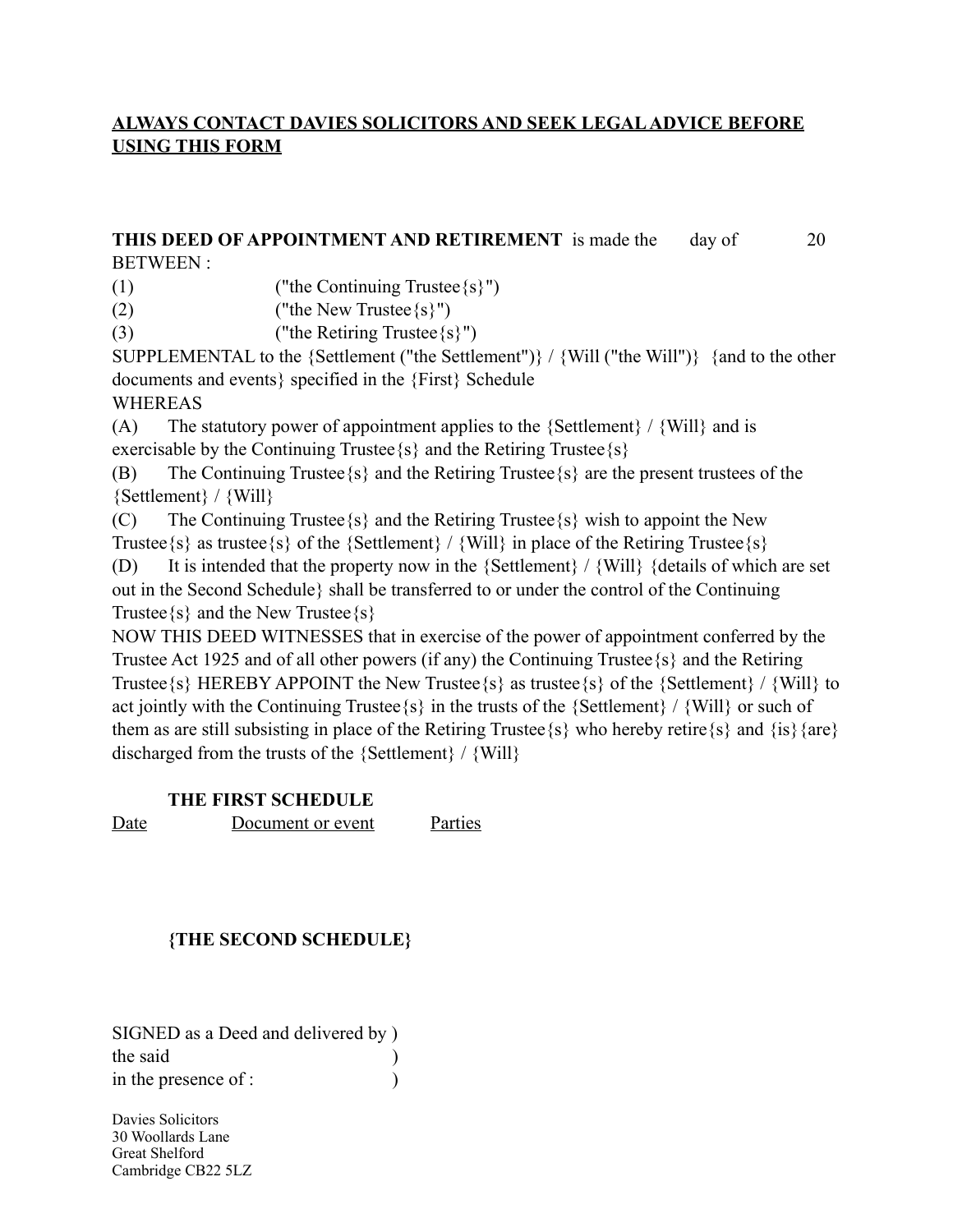**ALWAYS CONTACT DAVIES SOLICITORS AND SEEK LEGAL ADVICE BEFORE USING THIS FORM**

**THIS DEED OF APPOINTMENT AND RETIREMENT** is made the day of 20

BETWEEN :

(1) ("the Continuing Trustee{s}")

(2) ("the New Trustee{s}")

(3) ("the Retiring Trustee{s}")

SUPPLEMENTAL to the {Settlement ("the Settlement")} / {Will ("the Will")} {and to the other documents and events} specified in the {First} Schedule

WHEREAS

(A) The statutory power of appointment applies to the {Settlement} / {Will} and is exercisable by the Continuing Trustee{s} and the Retiring Trustee{s}

(B) The Continuing Trustee{s} and the Retiring Trustee{s} are the present trustees of the {Settlement} / {Will}

(C) The Continuing Trustee{s} and the Retiring Trustee{s} wish to appoint the New Trustee{s} as trustee{s} of the {Settlement} / {Will} in place of the Retiring Trustee{s}

(D) It is intended that the property now in the {Settlement} / {Will} {details of which are set out in the Second Schedule} shall be transferred to or under the control of the Continuing Trustee{s} and the New Trustee{s}

NOW THIS DEED WITNESSES that in exercise of the power of appointment conferred by the Trustee Act 1925 and of all other powers (if any) the Continuing Trustee{s} and the Retiring Trustee{s} HEREBY APPOINT the New Trustee{s} as trustee{s} of the {Settlement} / {Will} to act jointly with the Continuing Trustee{s} in the trusts of the {Settlement} / {Will} or such of them as are still subsisting in place of the Retiring Trustee{s} who hereby retire{s} and {is}{are} discharged from the trusts of the {Settlement} / {Will}

**THE FIRST SCHEDULE**

| Date | Document or event | Parties |
| --- | --- | --- |

**{THE SECOND SCHEDULE}**

SIGNED as a Deed and delivered by )
the said )
in the presence of : )

Davies Solicitors
30 Woollards Lane
Great Shelford
Cambridge CB22 5LZ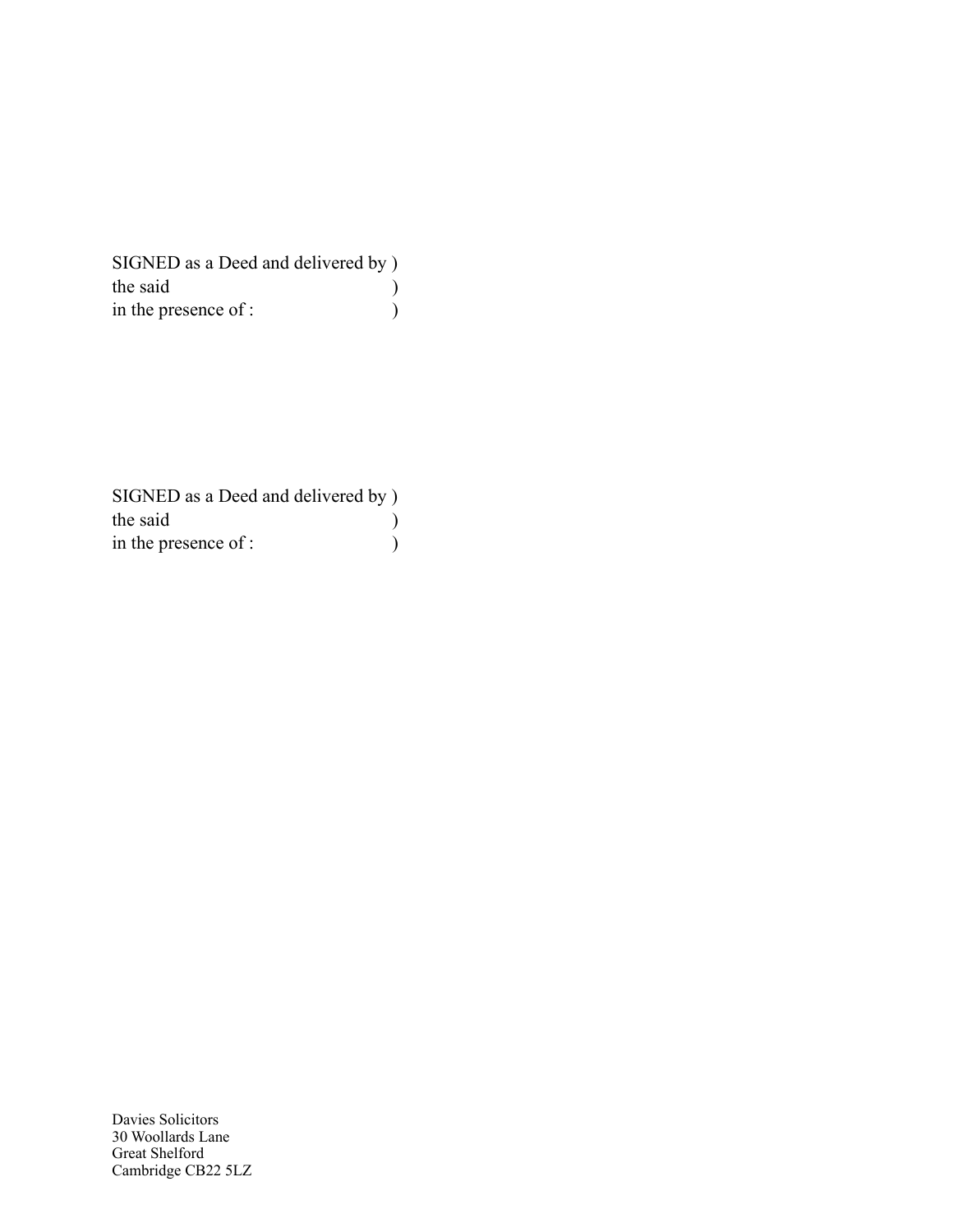SIGNED as a Deed and delivered by )
the said )
in the presence of : )

SIGNED as a Deed and delivered by )
the said )
in the presence of : )

Davies Solicitors
30 Woollards Lane
Great Shelford
Cambridge CB22 5LZ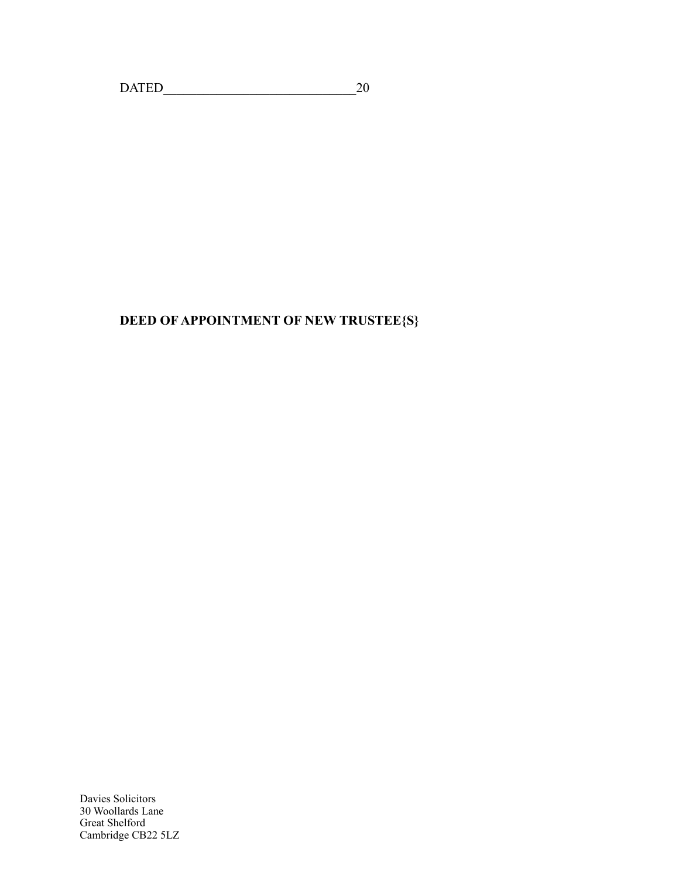DATED______________________________20

**DEED OF APPOINTMENT OF NEW TRUSTEE{S}**

Davies Solicitors
30 Woollards Lane
Great Shelford
Cambridge CB22 5LZ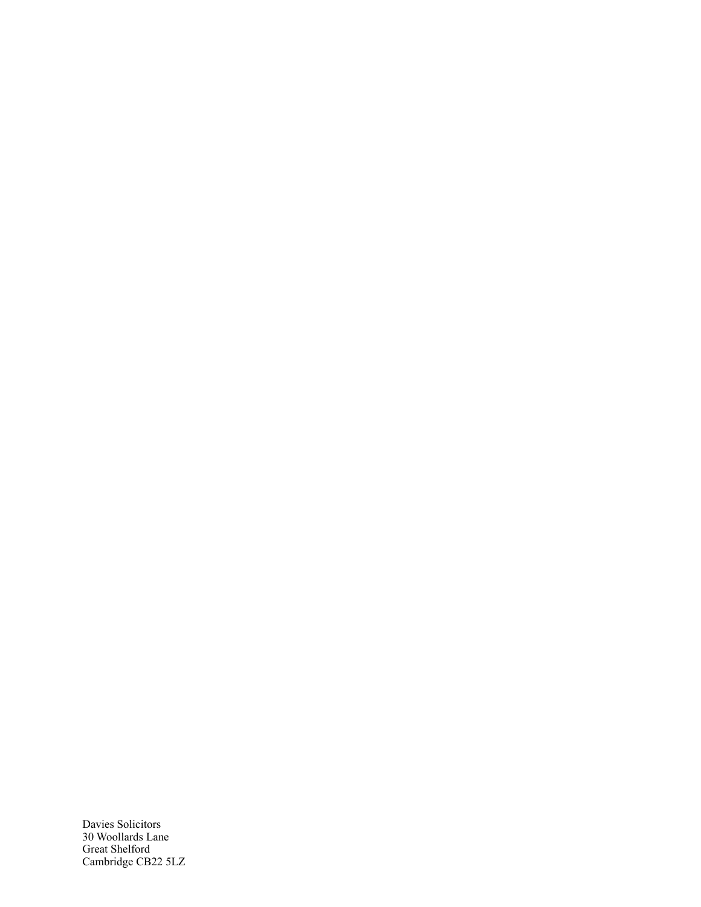Davies Solicitors
30 Woollards Lane
Great Shelford
Cambridge CB22 5LZ